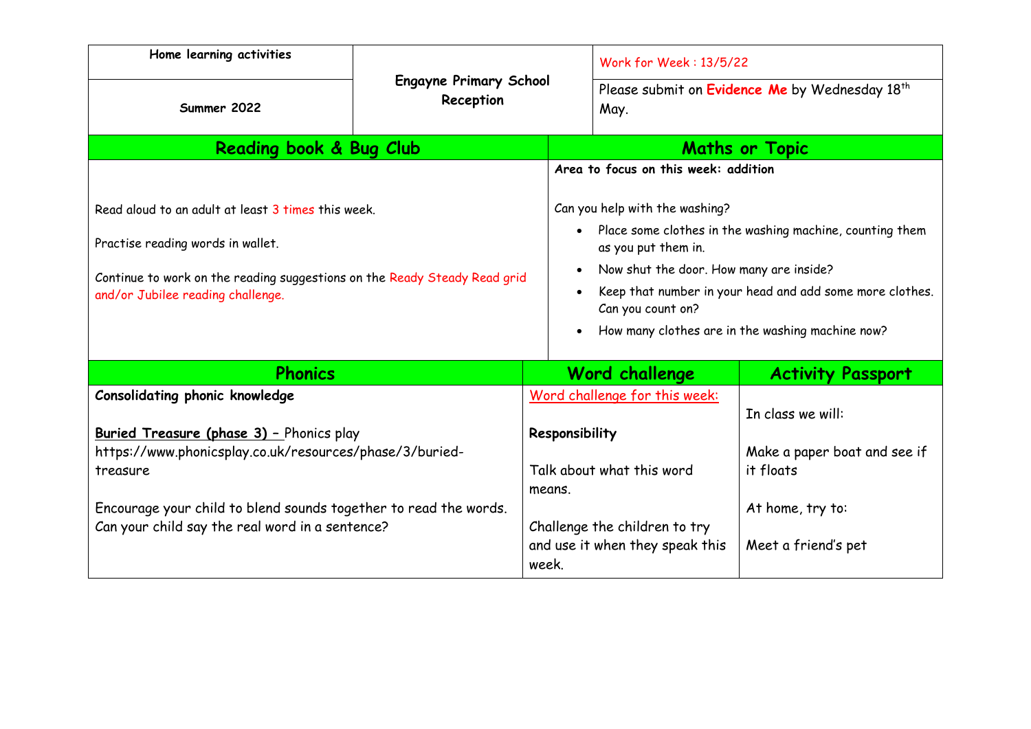| Home learning activities | Engayne Primary School Reception | Work for Week : 13/5/22 |
|---|---|---|
| Summer 2022 | | Please submit on **Evidence Me** by Wednesday 18th May. |

## Reading book & Bug Club

Read aloud to an adult at least 3 times this week.

Practise reading words in wallet.

Continue to work on the reading suggestions on the Ready Steady Read grid and/or Jubilee reading challenge.

## Maths or Topic

**Area to focus on this week: addition**

Can you help with the washing?

- Place some clothes in the washing machine, counting them as you put them in.
- Now shut the door. How many are inside?
- Keep that number in your head and add some more clothes. Can you count on?
- How many clothes are in the washing machine now?

## Phonics

**Consolidating phonic knowledge**

**Buried Treasure (phase 3) –** Phonics play
https://www.phonicsplay.co.uk/resources/phase/3/buried-treasure

Encourage your child to blend sounds together to read the words. Can your child say the real word in a sentence?

## Word challenge

Word challenge for this week:

**Responsibility**

Talk about what this word means.

Challenge the children to try and use it when they speak this week.

## Activity Passport

In class we will:

Make a paper boat and see if it floats

At home, try to:

Meet a friend's pet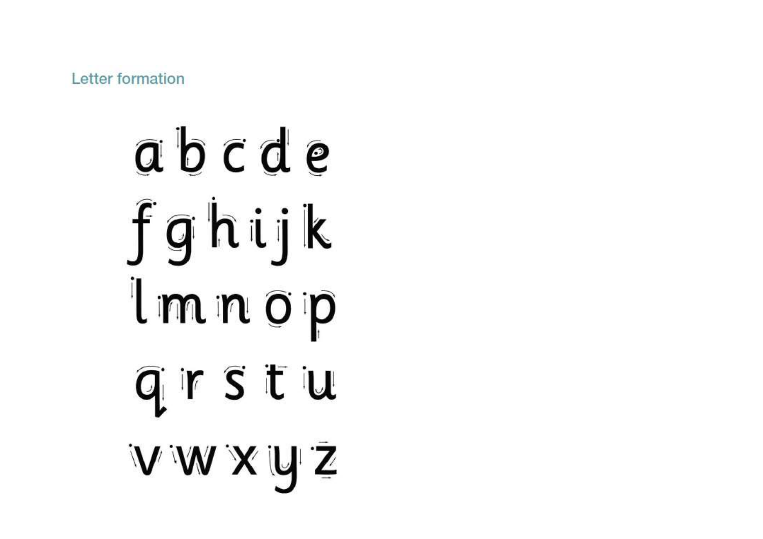Letter formation

a b c d e

f g h i j k

l m n o p

q r s t u

v w x y z